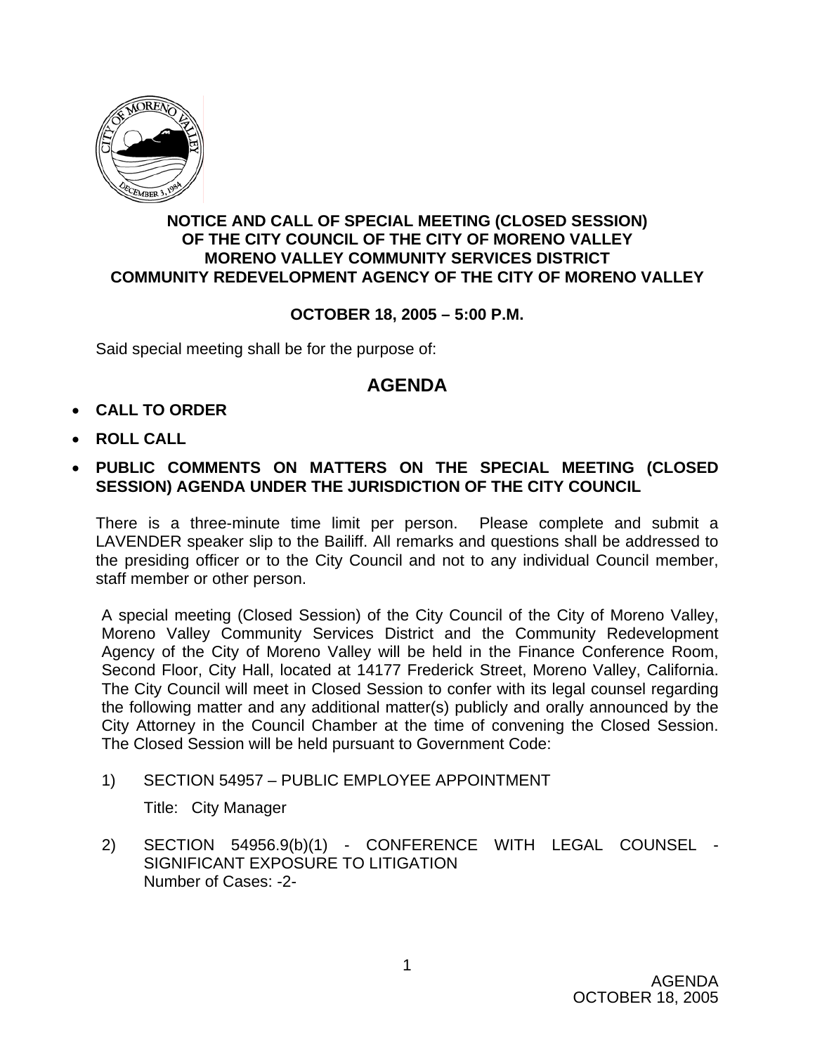**NOTICE AND CALL OF SPECIAL MEETING (CLOSED SESSION) OF THE CITY COUNCIL OF THE CITY OF MORENO VALLEY MORENO VALLEY COMMUNITY SERVICES DISTRICT COMMUNITY REDEVELOPMENT AGENCY OF THE CITY OF MORENO VALLEY**

**OCTOBER 18, 2005 – 5:00 P.M.**

Said special meeting shall be for the purpose of:

## AGENDA

- **CALL TO ORDER**
- **ROLL CALL**
- **PUBLIC COMMENTS ON MATTERS ON THE SPECIAL MEETING (CLOSED SESSION) AGENDA UNDER THE JURISDICTION OF THE CITY COUNCIL**

There is a three-minute time limit per person. Please complete and submit a LAVENDER speaker slip to the Bailiff. All remarks and questions shall be addressed to the presiding officer or to the City Council and not to any individual Council member, staff member or other person.

A special meeting (Closed Session) of the City Council of the City of Moreno Valley, Moreno Valley Community Services District and the Community Redevelopment Agency of the City of Moreno Valley will be held in the Finance Conference Room, Second Floor, City Hall, located at 14177 Frederick Street, Moreno Valley, California. The City Council will meet in Closed Session to confer with its legal counsel regarding the following matter and any additional matter(s) publicly and orally announced by the City Attorney in the Council Chamber at the time of convening the Closed Session. The Closed Session will be held pursuant to Government Code:

1) SECTION 54957 – PUBLIC EMPLOYEE APPOINTMENT

   Title: City Manager

2) SECTION 54956.9(b)(1) - CONFERENCE WITH LEGAL COUNSEL - SIGNIFICANT EXPOSURE TO LITIGATION
   Number of Cases: -2-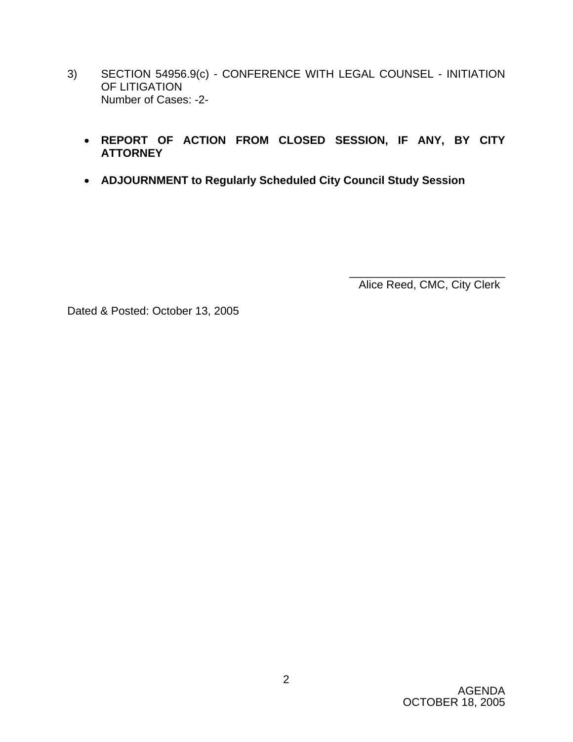3) SECTION 54956.9(c) - CONFERENCE WITH LEGAL COUNSEL - INITIATION OF LITIGATION
Number of Cases: -2-

- **REPORT OF ACTION FROM CLOSED SESSION, IF ANY, BY CITY ATTORNEY**

- **ADJOURNMENT to Regularly Scheduled City Council Study Session**

\_\_\_\_\_\_\_\_\_\_\_\_\_\_\_\_\_\_\_\_\_\_\_\_\_\_
Alice Reed, CMC, City Clerk

Dated & Posted: October 13, 2005